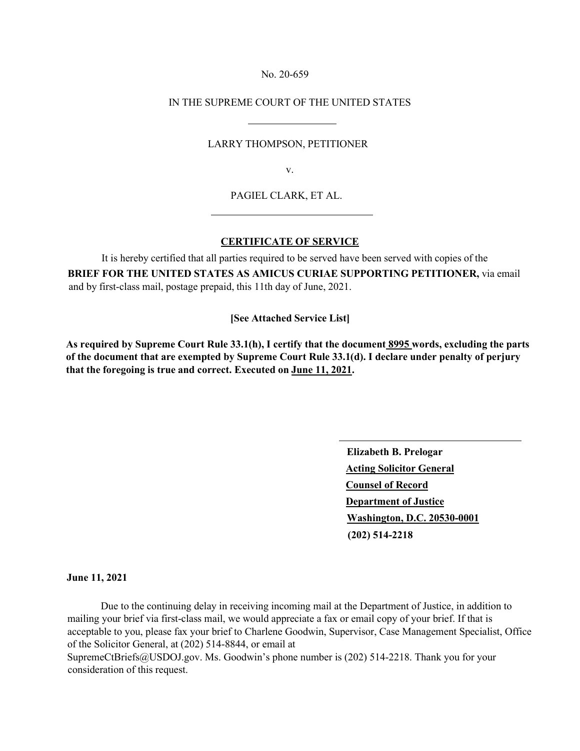No. 20-659

IN THE SUPREME COURT OF THE UNITED STATES

---

LARRY THOMPSON, PETITIONER

v.

PAGIEL CLARK, ET AL.

---

**CERTIFICATE OF SERVICE**

It is hereby certified that all parties required to be served have been served with copies of the **BRIEF FOR THE UNITED STATES AS AMICUS CURIAE SUPPORTING PETITIONER,** via email and by first-class mail, postage prepaid, this 11th day of June, 2021.

**[See Attached Service List]**

**As required by Supreme Court Rule 33.1(h), I certify that the document 8995 words, excluding the parts of the document that are exempted by Supreme Court Rule 33.1(d). I declare under penalty of perjury that the foregoing is true and correct. Executed on June 11, 2021.**

---

**Elizabeth B. Prelogar**
**Acting Solicitor General**
**Counsel of Record**
**Department of Justice**
**Washington, D.C. 20530-0001**
**(202) 514-2218**

**June 11, 2021**

Due to the continuing delay in receiving incoming mail at the Department of Justice, in addition to mailing your brief via first-class mail, we would appreciate a fax or email copy of your brief. If that is acceptable to you, please fax your brief to Charlene Goodwin, Supervisor, Case Management Specialist, Office of the Solicitor General, at (202) 514-8844, or email at SupremeCtBriefs@USDOJ.gov. Ms. Goodwin's phone number is (202) 514-2218. Thank you for your consideration of this request.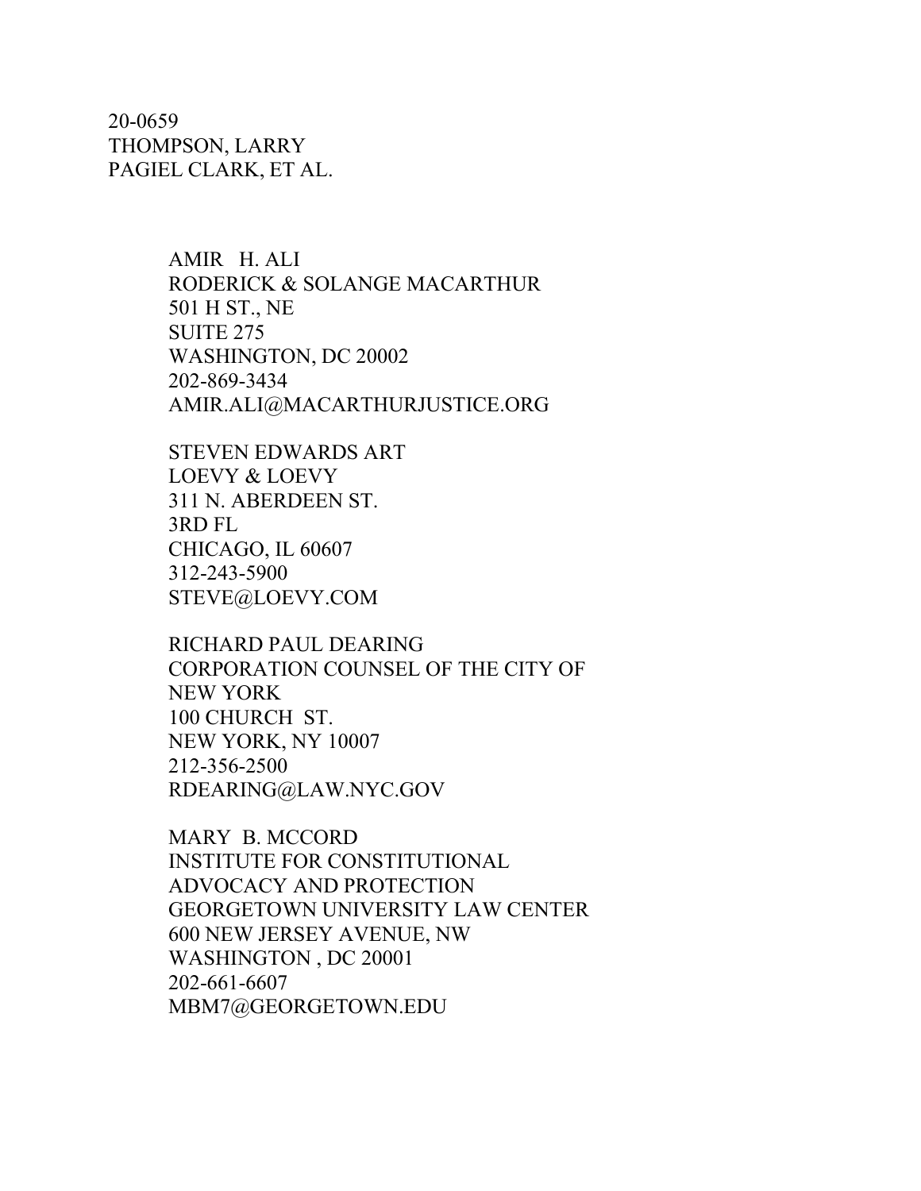20-0659
THOMPSON, LARRY
PAGIEL CLARK, ET AL.

AMIR H. ALI
RODERICK & SOLANGE MACARTHUR
501 H ST., NE
SUITE 275
WASHINGTON, DC 20002
202-869-3434
AMIR.ALI@MACARTHURJUSTICE.ORG

STEVEN EDWARDS ART
LOEVY & LOEVY
311 N. ABERDEEN ST.
3RD FL
CHICAGO, IL 60607
312-243-5900
STEVE@LOEVY.COM

RICHARD PAUL DEARING
CORPORATION COUNSEL OF THE CITY OF
NEW YORK
100 CHURCH ST.
NEW YORK, NY 10007
212-356-2500
RDEARING@LAW.NYC.GOV

MARY B. MCCORD
INSTITUTE FOR CONSTITUTIONAL
ADVOCACY AND PROTECTION
GEORGETOWN UNIVERSITY LAW CENTER
600 NEW JERSEY AVENUE, NW
WASHINGTON , DC 20001
202-661-6607
MBM7@GEORGETOWN.EDU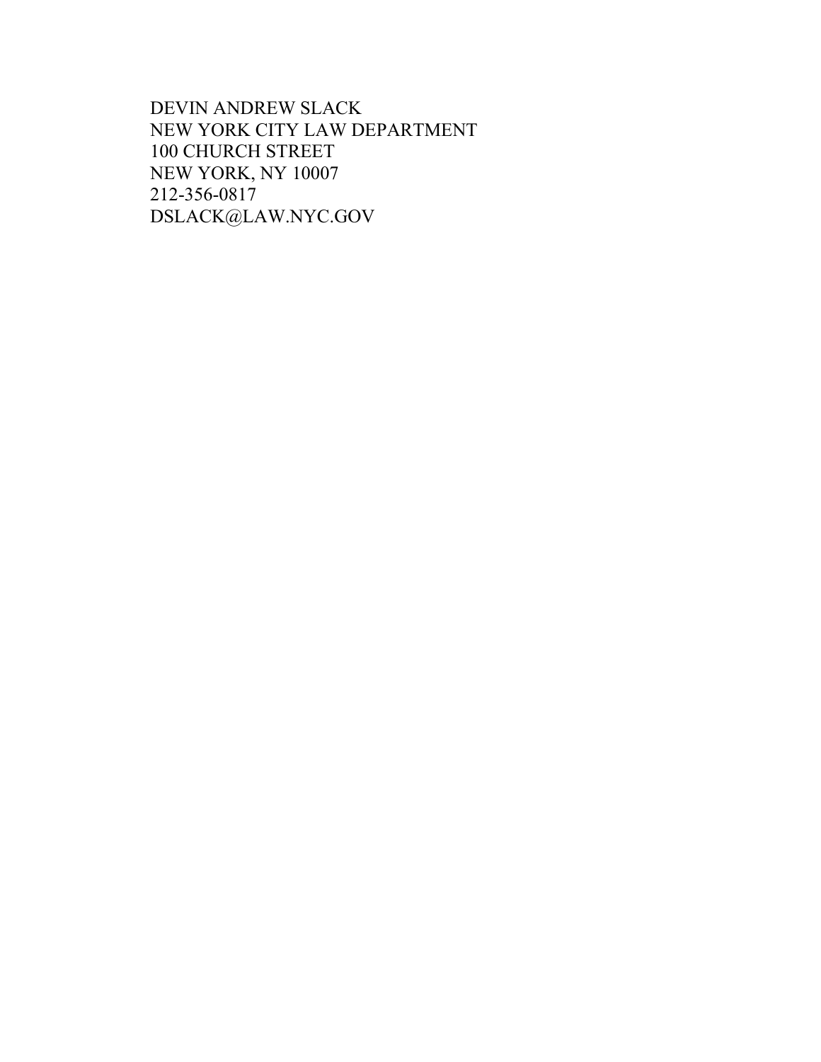DEVIN ANDREW SLACK
NEW YORK CITY LAW DEPARTMENT
100 CHURCH STREET
NEW YORK, NY 10007
212-356-0817
DSLACK@LAW.NYC.GOV